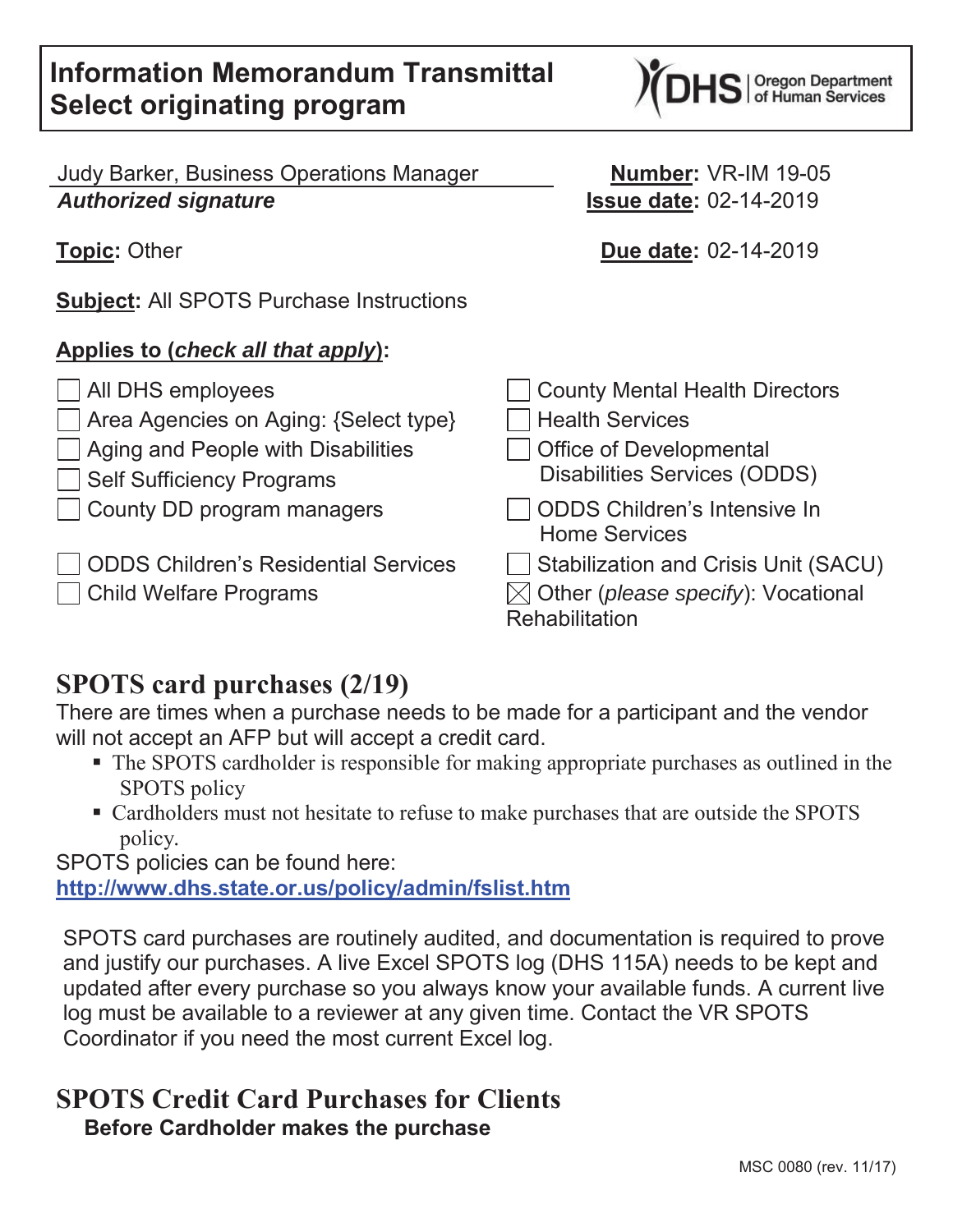# Information Memorandum Transmittal
## Select originating program

DHS | Oregon Department of Human Services

Judy Barker, Business Operations Manager
***Authorized signature***

**Number:** VR-IM 19-05
**Issue date:** 02-14-2019

**Topic:** Other

**Due date:** 02-14-2019

**Subject:** All SPOTS Purchase Instructions

**Applies to (*check all that apply*):**

- ☐ All DHS employees
- ☐ Area Agencies on Aging: {Select type}
- ☐ Aging and People with Disabilities
- ☐ Self Sufficiency Programs
- ☐ County DD program managers
- ☐ ODDS Children's Residential Services
- ☐ Child Welfare Programs
- ☐ County Mental Health Directors
- ☐ Health Services
- ☐ Office of Developmental Disabilities Services (ODDS)
- ☐ ODDS Children's Intensive In Home Services
- ☐ Stabilization and Crisis Unit (SACU)
- ☒ Other (*please specify*): Vocational Rehabilitation

## SPOTS card purchases (2/19)

There are times when a purchase needs to be made for a participant and the vendor will not accept an AFP but will accept a credit card.

- The SPOTS cardholder is responsible for making appropriate purchases as outlined in the SPOTS policy
- Cardholders must not hesitate to refuse to make purchases that are outside the SPOTS policy.

SPOTS policies can be found here:
**http://www.dhs.state.or.us/policy/admin/fslist.htm**

SPOTS card purchases are routinely audited, and documentation is required to prove and justify our purchases. A live Excel SPOTS log (DHS 115A) needs to be kept and updated after every purchase so you always know your available funds. A current live log must be available to a reviewer at any given time. Contact the VR SPOTS Coordinator if you need the most current Excel log.

## SPOTS Credit Card Purchases for Clients

**Before Cardholder makes the purchase**

MSC 0080 (rev. 11/17)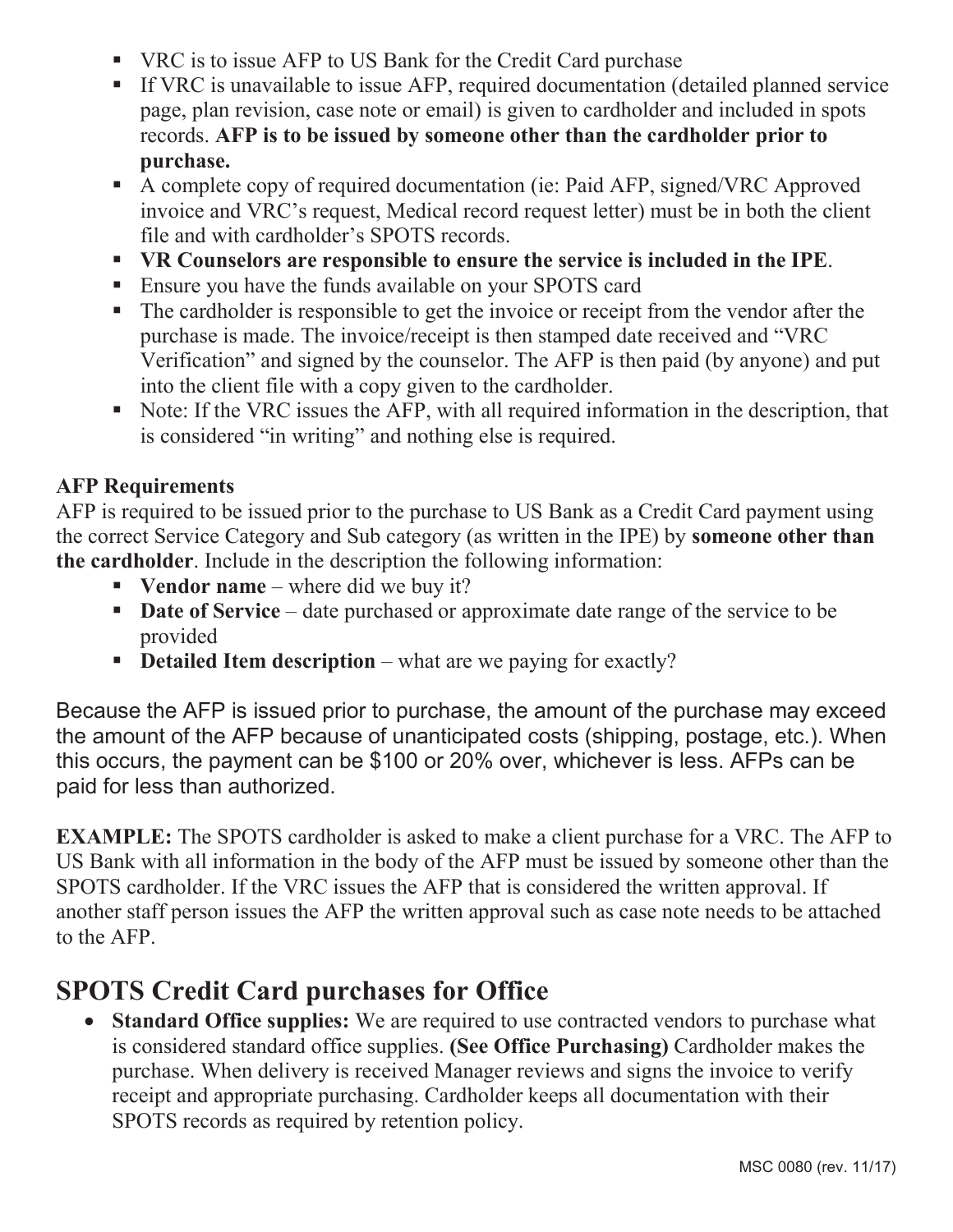- VRC is to issue AFP to US Bank for the Credit Card purchase
- If VRC is unavailable to issue AFP, required documentation (detailed planned service page, plan revision, case note or email) is given to cardholder and included in spots records. **AFP is to be issued by someone other than the cardholder prior to purchase.**
- A complete copy of required documentation (ie: Paid AFP, signed/VRC Approved invoice and VRC's request, Medical record request letter) must be in both the client file and with cardholder's SPOTS records.
- **VR Counselors are responsible to ensure the service is included in the IPE**.
- Ensure you have the funds available on your SPOTS card
- The cardholder is responsible to get the invoice or receipt from the vendor after the purchase is made. The invoice/receipt is then stamped date received and "VRC Verification" and signed by the counselor. The AFP is then paid (by anyone) and put into the client file with a copy given to the cardholder.
- Note: If the VRC issues the AFP, with all required information in the description, that is considered "in writing" and nothing else is required.

**AFP Requirements**

AFP is required to be issued prior to the purchase to US Bank as a Credit Card payment using the correct Service Category and Sub category (as written in the IPE) by **someone other than the cardholder**. Include in the description the following information:

- **Vendor name** – where did we buy it?
- **Date of Service** – date purchased or approximate date range of the service to be provided
- **Detailed Item description** – what are we paying for exactly?

Because the AFP is issued prior to purchase, the amount of the purchase may exceed the amount of the AFP because of unanticipated costs (shipping, postage, etc.). When this occurs, the payment can be $100 or 20% over, whichever is less. AFPs can be paid for less than authorized.

**EXAMPLE:** The SPOTS cardholder is asked to make a client purchase for a VRC. The AFP to US Bank with all information in the body of the AFP must be issued by someone other than the SPOTS cardholder. If the VRC issues the AFP that is considered the written approval. If another staff person issues the AFP the written approval such as case note needs to be attached to the AFP.

## SPOTS Credit Card purchases for Office

- **Standard Office supplies:** We are required to use contracted vendors to purchase what is considered standard office supplies. **(See Office Purchasing)** Cardholder makes the purchase. When delivery is received Manager reviews and signs the invoice to verify receipt and appropriate purchasing. Cardholder keeps all documentation with their SPOTS records as required by retention policy.

MSC 0080 (rev. 11/17)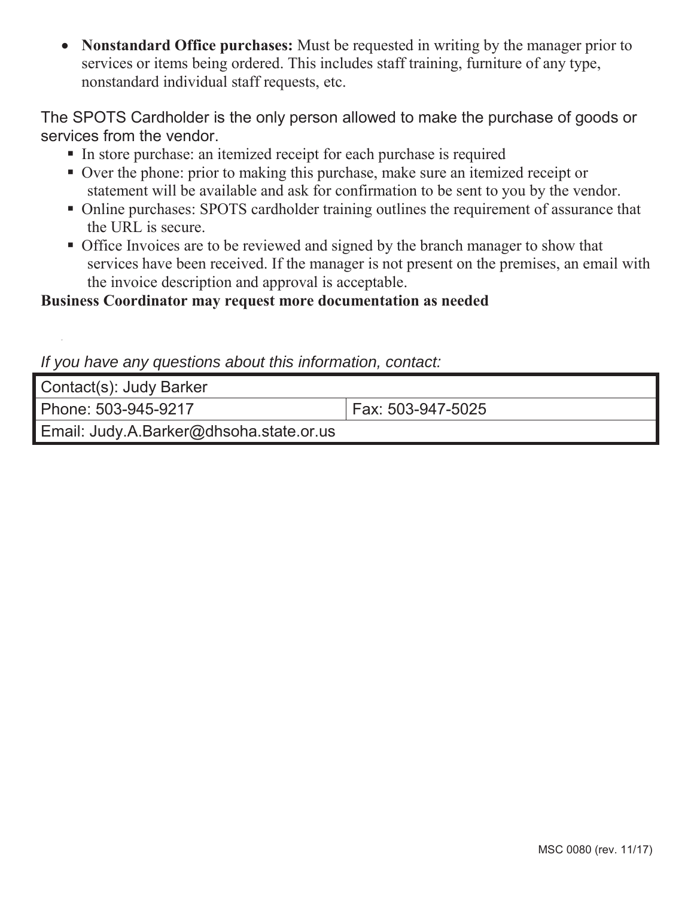- **Nonstandard Office purchases:** Must be requested in writing by the manager prior to services or items being ordered. This includes staff training, furniture of any type, nonstandard individual staff requests, etc.

The SPOTS Cardholder is the only person allowed to make the purchase of goods or services from the vendor.

- In store purchase: an itemized receipt for each purchase is required
- Over the phone: prior to making this purchase, make sure an itemized receipt or statement will be available and ask for confirmation to be sent to you by the vendor.
- Online purchases: SPOTS cardholder training outlines the requirement of assurance that the URL is secure.
- Office Invoices are to be reviewed and signed by the branch manager to show that services have been received. If the manager is not present on the premises, an email with the invoice description and approval is acceptable.

**Business Coordinator may request more documentation as needed**

*If you have any questions about this information, contact:*

| | |
|---|---|
| Contact(s): Judy Barker | |
| Phone: 503-945-9217 | Fax: 503-947-5025 |
| Email: Judy.A.Barker@dhsoha.state.or.us | |

MSC 0080 (rev. 11/17)